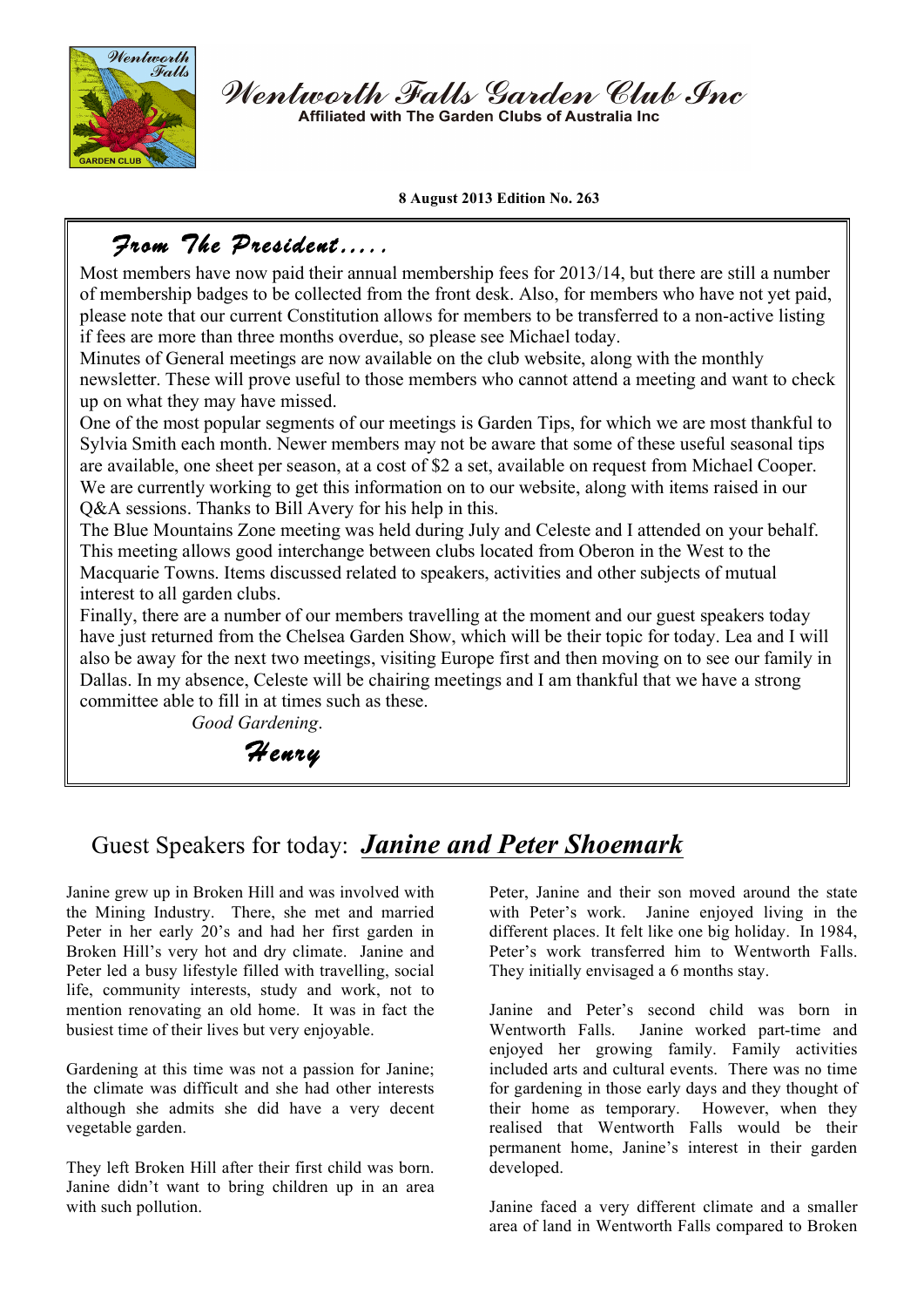# Wentworth Falls Garden Club Inc

Affiliated with The Garden Clubs of Australia Inc

**8 August 2013 Edition No. 263**

## *From The President.....*

Most members have now paid their annual membership fees for 2013/14, but there are still a number of membership badges to be collected from the front desk. Also, for members who have not yet paid, please note that our current Constitution allows for members to be transferred to a non-active listing if fees are more than three months overdue, so please see Michael today.

Minutes of General meetings are now available on the club website, along with the monthly newsletter. These will prove useful to those members who cannot attend a meeting and want to check up on what they may have missed.

One of the most popular segments of our meetings is Garden Tips, for which we are most thankful to Sylvia Smith each month. Newer members may not be aware that some of these useful seasonal tips are available, one sheet per season, at a cost of $2 a set, available on request from Michael Cooper. We are currently working to get this information on to our website, along with items raised in our Q&A sessions. Thanks to Bill Avery for his help in this.

The Blue Mountains Zone meeting was held during July and Celeste and I attended on your behalf. This meeting allows good interchange between clubs located from Oberon in the West to the Macquarie Towns. Items discussed related to speakers, activities and other subjects of mutual interest to all garden clubs.

Finally, there are a number of our members travelling at the moment and our guest speakers today have just returned from the Chelsea Garden Show, which will be their topic for today. Lea and I will also be away for the next two meetings, visiting Europe first and then moving on to see our family in Dallas. In my absence, Celeste will be chairing meetings and I am thankful that we have a strong committee able to fill in at times such as these.

*Good Gardening*.

*Henry*

## Guest Speakers for today: ***Janine and Peter Shoemark***

Janine grew up in Broken Hill and was involved with the Mining Industry. There, she met and married Peter in her early 20's and had her first garden in Broken Hill's very hot and dry climate. Janine and Peter led a busy lifestyle filled with travelling, social life, community interests, study and work, not to mention renovating an old home. It was in fact the busiest time of their lives but very enjoyable.

Gardening at this time was not a passion for Janine; the climate was difficult and she had other interests although she admits she did have a very decent vegetable garden.

They left Broken Hill after their first child was born. Janine didn't want to bring children up in an area with such pollution.

Peter, Janine and their son moved around the state with Peter's work. Janine enjoyed living in the different places. It felt like one big holiday. In 1984, Peter's work transferred him to Wentworth Falls. They initially envisaged a 6 months stay.

Janine and Peter's second child was born in Wentworth Falls. Janine worked part-time and enjoyed her growing family. Family activities included arts and cultural events. There was no time for gardening in those early days and they thought of their home as temporary. However, when they realised that Wentworth Falls would be their permanent home, Janine's interest in their garden developed.

Janine faced a very different climate and a smaller area of land in Wentworth Falls compared to Broken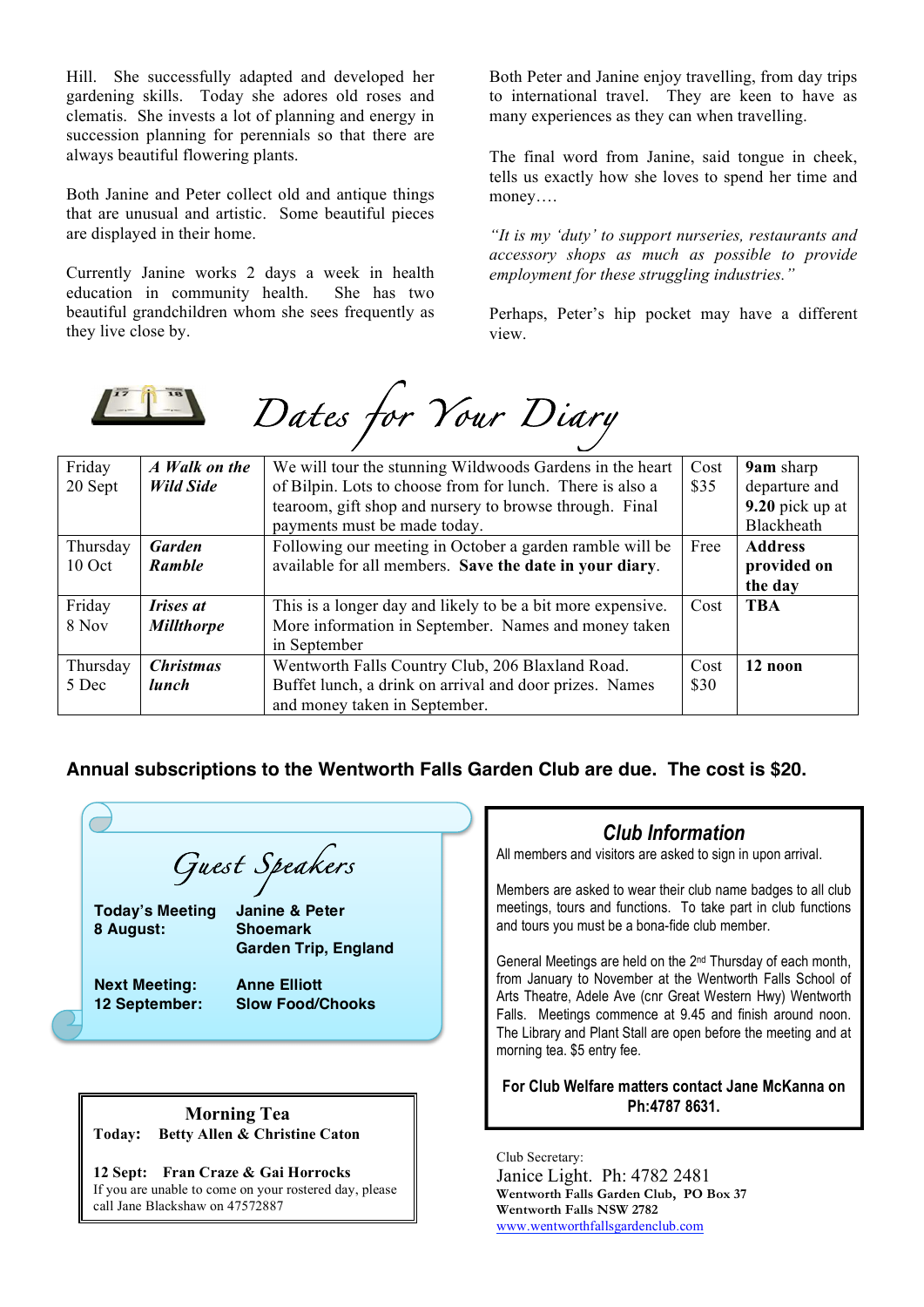Hill. She successfully adapted and developed her gardening skills. Today she adores old roses and clematis. She invests a lot of planning and energy in succession planning for perennials so that there are always beautiful flowering plants.

Both Janine and Peter collect old and antique things that are unusual and artistic. Some beautiful pieces are displayed in their home.

Currently Janine works 2 days a week in health education in community health. She has two beautiful grandchildren whom she sees frequently as they live close by.

Both Peter and Janine enjoy travelling, from day trips to international travel. They are keen to have as many experiences as they can when travelling.

The final word from Janine, said tongue in cheek, tells us exactly how she loves to spend her time and money….

*"It is my 'duty' to support nurseries, restaurants and accessory shops as much as possible to provide employment for these struggling industries."*

Perhaps, Peter's hip pocket may have a different view.

# Dates for Your Diary

| | | | | |
|---|---|---|---|---|
| Friday 20 Sept | ***A Walk on the Wild Side*** | We will tour the stunning Wildwoods Gardens in the heart of Bilpin. Lots to choose from for lunch. There is also a tearoom, gift shop and nursery to browse through. Final payments must be made today. | Cost $35 | **9am** sharp departure and **9.20** pick up at Blackheath |
| Thursday 10 Oct | ***Garden Ramble*** | Following our meeting in October a garden ramble will be available for all members. **Save the date in your diary.** | Free | **Address provided on the day** |
| Friday 8 Nov | ***Irises at Millthorpe*** | This is a longer day and likely to be a bit more expensive. More information in September. Names and money taken in September | Cost | **TBA** |
| Thursday 5 Dec | ***Christmas lunch*** | Wentworth Falls Country Club, 206 Blaxland Road. Buffet lunch, a drink on arrival and door prizes. Names and money taken in September. | Cost $30 | **12 noon** |

**Annual subscriptions to the Wentworth Falls Garden Club are due. The cost is $20.**

## Guest Speakers

| | |
|---|---|
| **Today's Meeting 8 August:** | **Janine & Peter Shoemark Garden Trip, England** |
| **Next Meeting: 12 September:** | **Anne Elliott Slow Food/Chooks** |

## Club Information

All members and visitors are asked to sign in upon arrival.

Members are asked to wear their club name badges to all club meetings, tours and functions. To take part in club functions and tours you must be a bona-fide club member.

General Meetings are held on the 2nd Thursday of each month, from January to November at the Wentworth Falls School of Arts Theatre, Adele Ave (cnr Great Western Hwy) Wentworth Falls. Meetings commence at 9.45 and finish around noon. The Library and Plant Stall are open before the meeting and at morning tea. $5 entry fee.

**For Club Welfare matters contact Jane McKanna on Ph:4787 8631.**

## Morning Tea

**Today: Betty Allen & Christine Caton**

**12 Sept: Fran Craze & Gai Horrocks**

If you are unable to come on your rostered day, please call Jane Blackshaw on 47572887

Club Secretary:
Janice Light. Ph: 4782 2481
**Wentworth Falls Garden Club, PO Box 37**
**Wentworth Falls NSW 2782**
www.wentworthfallsgardenclub.com